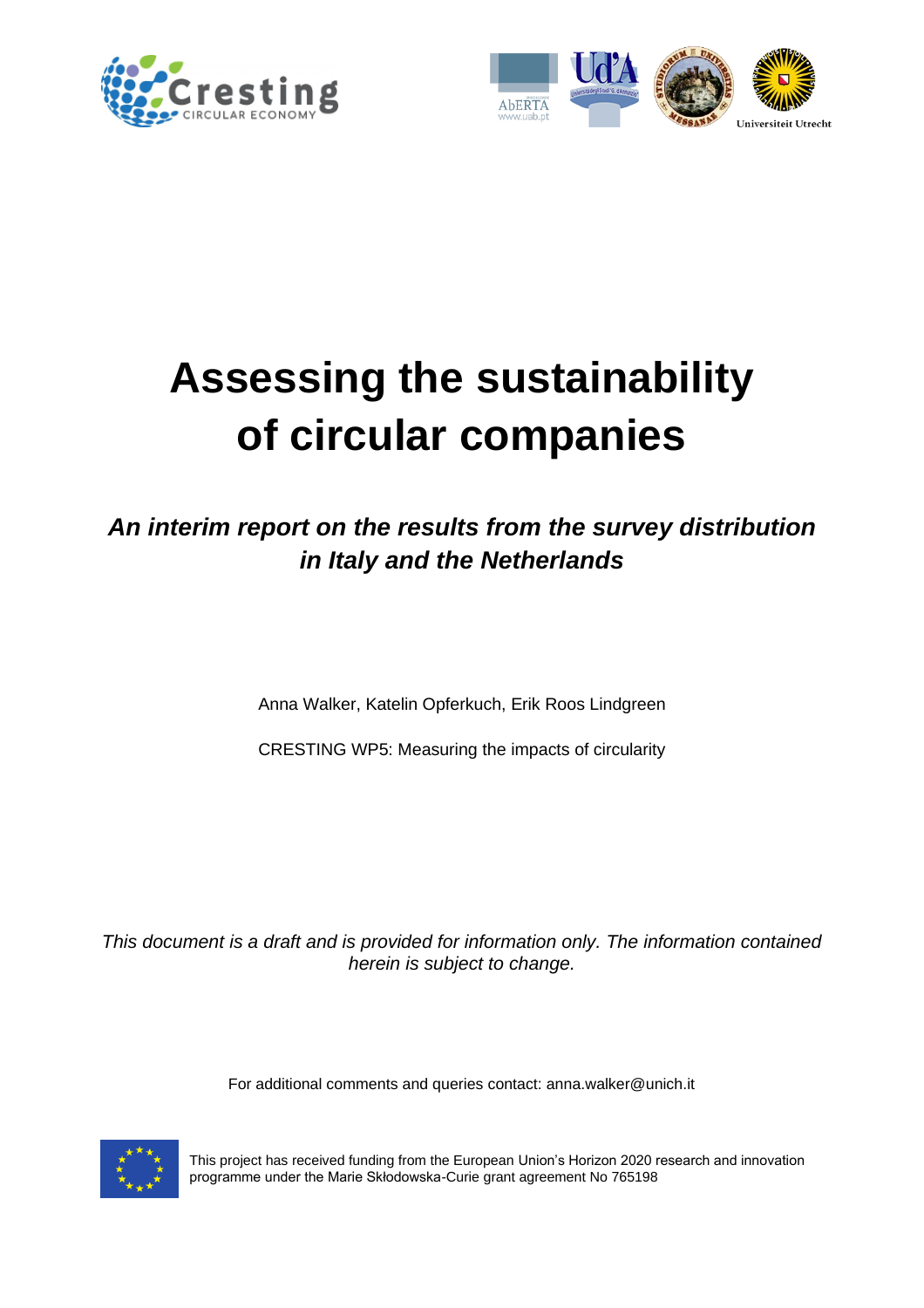# Assessing the sustainability of circular companies

## *An interim report on the results from the survey distribution in Italy and the Netherlands*

Anna Walker, Katelin Opferkuch, Erik Roos Lindgreen

CRESTING WP5: Measuring the impacts of circularity

*This document is a draft and is provided for information only. The information contained herein is subject to change.*

For additional comments and queries contact: anna.walker@unich.it

This project has received funding from the European Union's Horizon 2020 research and innovation programme under the Marie Skłodowska-Curie grant agreement No 765198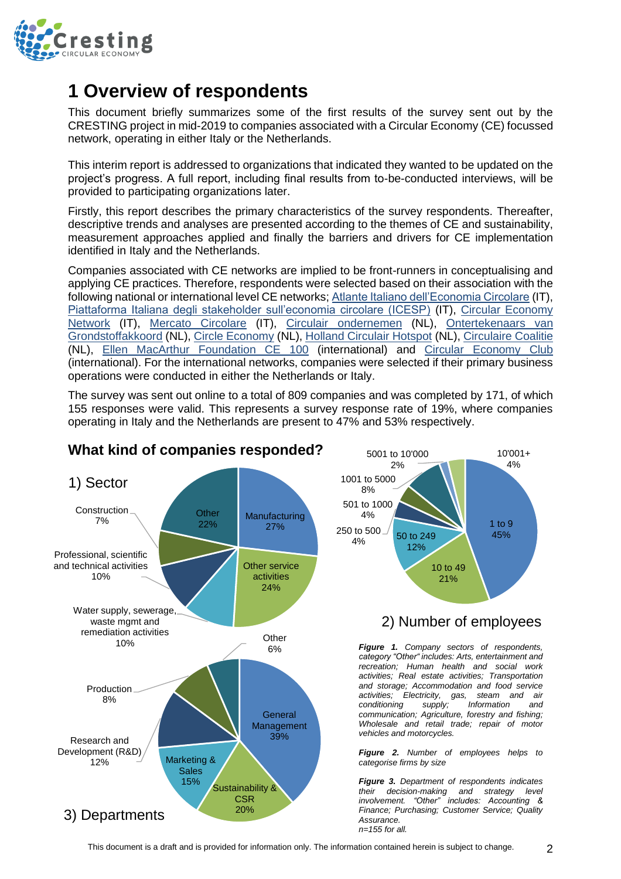# 1 Overview of respondents

This document briefly summarizes some of the first results of the survey sent out by the CRESTING project in mid-2019 to companies associated with a Circular Economy (CE) focussed network, operating in either Italy or the Netherlands.

This interim report is addressed to organizations that indicated they wanted to be updated on the project's progress. A full report, including final results from to-be-conducted interviews, will be provided to participating organizations later.

Firstly, this report describes the primary characteristics of the survey respondents. Thereafter, descriptive trends and analyses are presented according to the themes of CE and sustainability, measurement approaches applied and finally the barriers and drivers for CE implementation identified in Italy and the Netherlands.

Companies associated with CE networks are implied to be front-runners in conceptualising and applying CE practices. Therefore, respondents were selected based on their association with the following national or international level CE networks; Atlante Italiano dell'Economia Circolare (IT), Piattaforma Italiana degli stakeholder sull'economia circolare (ICESP) (IT), Circular Economy Network (IT), Mercato Circolare (IT), Circulair ondernemen (NL), Ontertekenaars van Grondstoffakkoord (NL), Circle Economy (NL), Holland Circulair Hotspot (NL), Circulaire Coalitie (NL), Ellen MacArthur Foundation CE 100 (international) and Circular Economy Club (international). For the international networks, companies were selected if their primary business operations were conducted in either the Netherlands or Italy.

The survey was sent out online to a total of 809 companies and was completed by 171, of which 155 responses were valid. This represents a survey response rate of 19%, where companies operating in Italy and the Netherlands are present to 47% and 53% respectively.

## What kind of companies responded?

1) Sector

| Sector | Share |
|---|---|
| Manufacturing | 27% |
| Other service activities | 24% |
| Water supply, sewerage, waste mgmt and remediation activities | 10% |
| Professional, scientific and technical activities | 10% |
| Construction | 7% |
| Other | 22% |

2) Number of employees

| Number of employees | Share |
|---|---|
| 1 to 9 | 45% |
| 10 to 49 | 21% |
| 50 to 249 | 12% |
| 250 to 500 | 4% |
| 501 to 1000 | 4% |
| 1001 to 5000 | 8% |
| 5001 to 10'000 | 2% |
| 10'001+ | 4% |

3) Departments

| Department | Share |
|---|---|
| General Management | 39% |
| Sustainability & CSR | 20% |
| Marketing & Sales | 15% |
| Research and Development (R&D) | 12% |
| Production | 8% |
| Other | 6% |

***Figure 1.*** *Company sectors of respondents, category "Other" includes: Arts, entertainment and recreation; Human health and social work activities; Real estate activities; Transportation and storage; Accommodation and food service activities; Electricity, gas, steam and air conditioning supply; Information and communication; Agriculture, forestry and fishing; Wholesale and retail trade; repair of motor vehicles and motorcycles.*

***Figure 2.*** *Number of employees helps to categorise firms by size*

***Figure 3.*** *Department of respondents indicates their decision-making and strategy level involvement. "Other" includes: Accounting & Finance; Purchasing; Customer Service; Quality Assurance.*
*n=155 for all.*

This document is a draft and is provided for information only. The information contained herein is subject to change.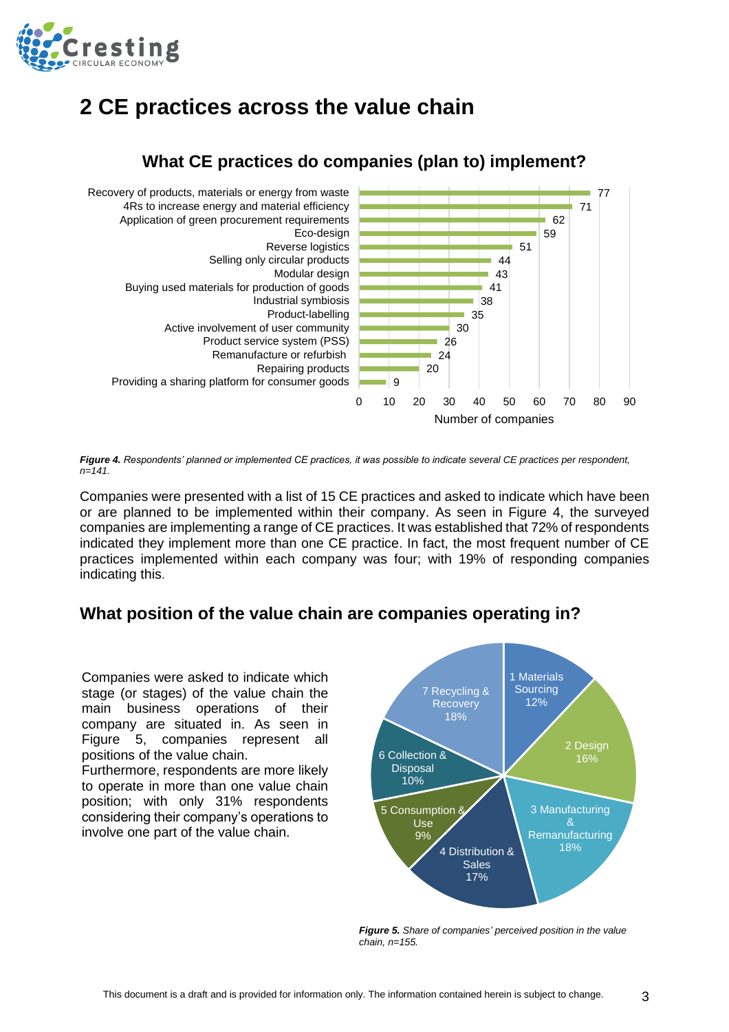# 2 CE practices across the value chain

**What CE practices do companies (plan to) implement?**

| CE practice | Number of companies |
|---|---|
| Recovery of products, materials or energy from waste | 77 |
| 4Rs to increase energy and material efficiency | 71 |
| Application of green procurement requirements | 62 |
| Eco-design | 59 |
| Reverse logistics | 51 |
| Selling only circular products | 44 |
| Modular design | 43 |
| Buying used materials for production of goods | 41 |
| Industrial symbiosis | 38 |
| Product-labelling | 35 |
| Active involvement of user community | 30 |
| Product service system (PSS) | 26 |
| Remanufacture or refurbish | 24 |
| Repairing products | 20 |
| Providing a sharing platform for consumer goods | 9 |

***Figure 4.*** *Respondents' planned or implemented CE practices, it was possible to indicate several CE practices per respondent, n=141.*

Companies were presented with a list of 15 CE practices and asked to indicate which have been or are planned to be implemented within their company. As seen in Figure 4, the surveyed companies are implementing a range of CE practices. It was established that 72% of respondents indicated they implement more than one CE practice. In fact, the most frequent number of CE practices implemented within each company was four; with 19% of responding companies indicating this.

## What position of the value chain are companies operating in?

Companies were asked to indicate which stage (or stages) of the value chain the main business operations of their company are situated in. As seen in Figure 5, companies represent all positions of the value chain.
Furthermore, respondents are more likely to operate in more than one value chain position; with only 31% respondents considering their company's operations to involve one part of the value chain.

| Value chain position | Share |
|---|---|
| 1 Materials Sourcing | 12% |
| 2 Design | 16% |
| 3 Manufacturing & Remanufacturing | 18% |
| 4 Distribution & Sales | 17% |
| 5 Consumption & Use | 9% |
| 6 Collection & Disposal | 10% |
| 7 Recycling & Recovery | 18% |

***Figure 5.*** *Share of companies' perceived position in the value chain, n=155.*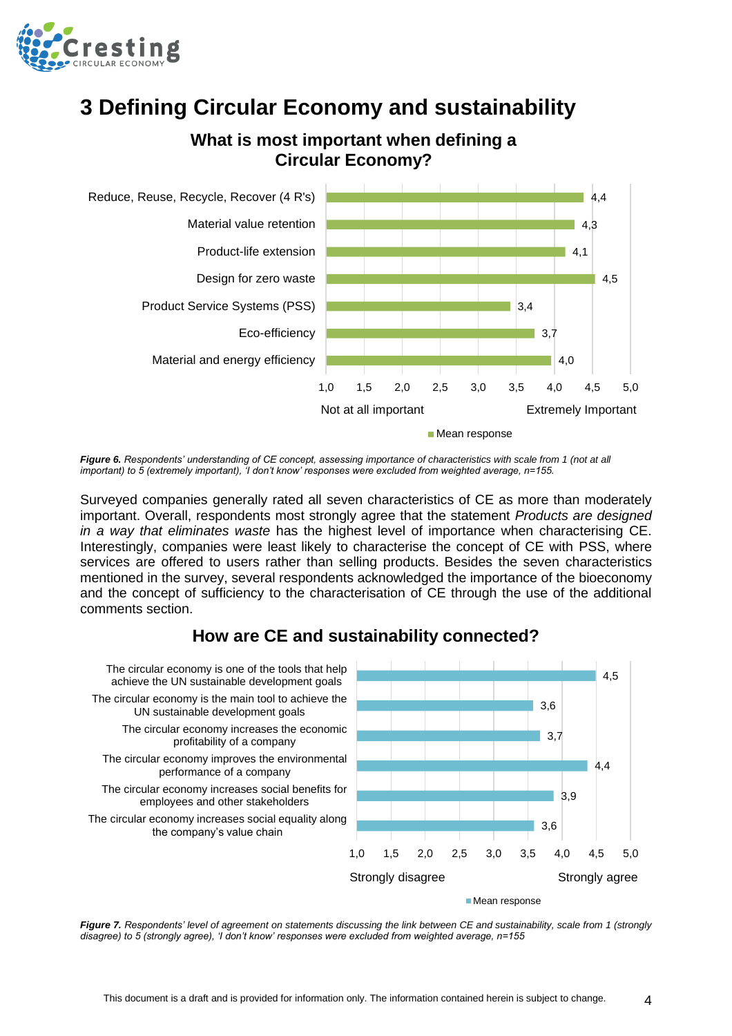# 3 Defining Circular Economy and sustainability

**What is most important when defining a Circular Economy?**

| Characteristic | Mean response |
|---|---|
| Reduce, Reuse, Recycle, Recover (4 R's) | 4,4 |
| Material value retention | 4,3 |
| Product-life extension | 4,1 |
| Design for zero waste | 4,5 |
| Product Service Systems (PSS) | 3,4 |
| Eco-efficiency | 3,7 |
| Material and energy efficiency | 4,0 |

Scale: 1,0 Not at all important – 5,0 Extremely Important

*Figure 6. Respondents' understanding of CE concept, assessing importance of characteristics with scale from 1 (not at all important) to 5 (extremely important), 'I don't know' responses were excluded from weighted average, n=155.*

Surveyed companies generally rated all seven characteristics of CE as more than moderately important. Overall, respondents most strongly agree that the statement *Products are designed in a way that eliminates waste* has the highest level of importance when characterising CE. Interestingly, companies were least likely to characterise the concept of CE with PSS, where services are offered to users rather than selling products. Besides the seven characteristics mentioned in the survey, several respondents acknowledged the importance of the bioeconomy and the concept of sufficiency to the characterisation of CE through the use of the additional comments section.

**How are CE and sustainability connected?**

| Statement | Mean response |
|---|---|
| The circular economy is one of the tools that help achieve the UN sustainable development goals | 4,5 |
| The circular economy is the main tool to achieve the UN sustainable development goals | 3,6 |
| The circular economy increases the economic profitability of a company | 3,7 |
| The circular economy improves the environmental performance of a company | 4,4 |
| The circular economy increases social benefits for employees and other stakeholders | 3,9 |
| The circular economy increases social equality along the company's value chain | 3,6 |

Scale: 1,0 Strongly disagree – 5,0 Strongly agree

*Figure 7. Respondents' level of agreement on statements discussing the link between CE and sustainability, scale from 1 (strongly disagree) to 5 (strongly agree), 'I don't know' responses were excluded from weighted average, n=155*

This document is a draft and is provided for information only. The information contained herein is subject to change.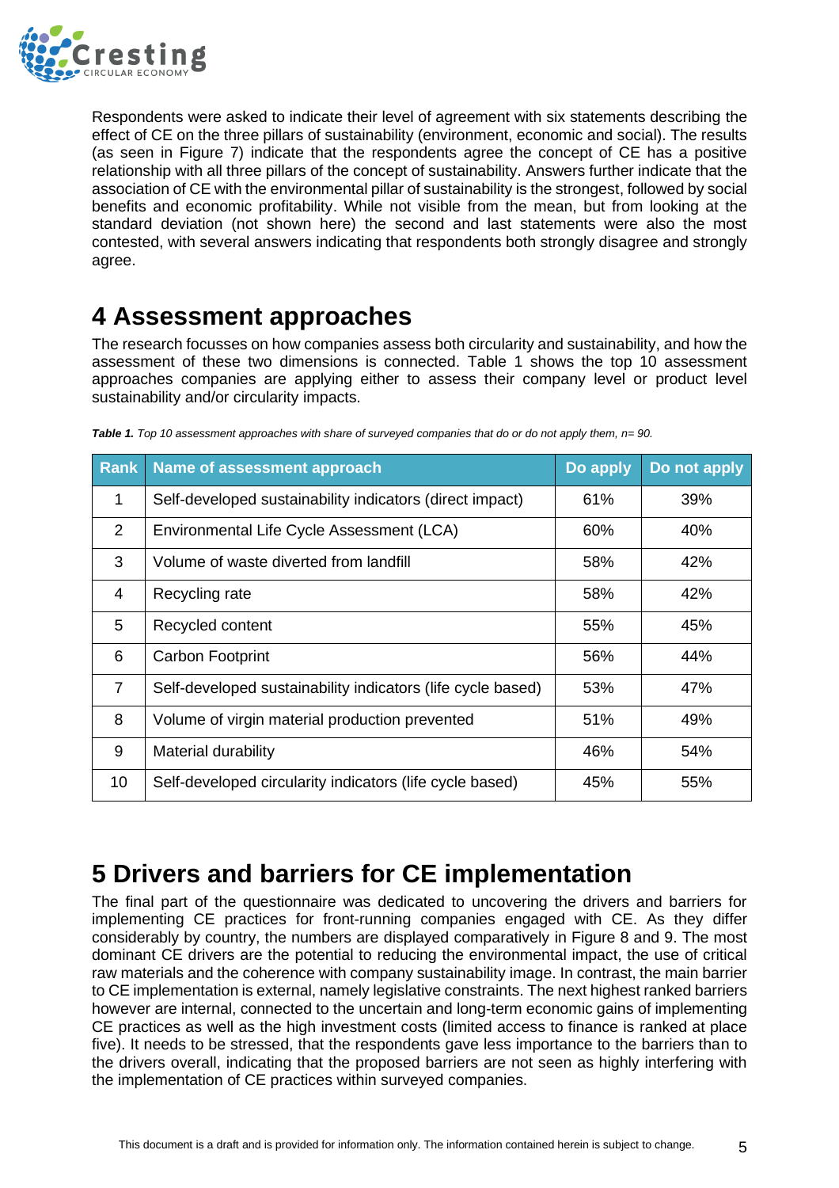Respondents were asked to indicate their level of agreement with six statements describing the effect of CE on the three pillars of sustainability (environment, economic and social). The results (as seen in Figure 7) indicate that the respondents agree the concept of CE has a positive relationship with all three pillars of the concept of sustainability. Answers further indicate that the association of CE with the environmental pillar of sustainability is the strongest, followed by social benefits and economic profitability. While not visible from the mean, but from looking at the standard deviation (not shown here) the second and last statements were also the most contested, with several answers indicating that respondents both strongly disagree and strongly agree.

# 4 Assessment approaches

The research focusses on how companies assess both circularity and sustainability, and how the assessment of these two dimensions is connected. Table 1 shows the top 10 assessment approaches companies are applying either to assess their company level or product level sustainability and/or circularity impacts.

***Table 1.*** *Top 10 assessment approaches with share of surveyed companies that do or do not apply them, n= 90.*

| Rank | Name of assessment approach | Do apply | Do not apply |
|---|---|---|---|
| 1 | Self-developed sustainability indicators (direct impact) | 61% | 39% |
| 2 | Environmental Life Cycle Assessment (LCA) | 60% | 40% |
| 3 | Volume of waste diverted from landfill | 58% | 42% |
| 4 | Recycling rate | 58% | 42% |
| 5 | Recycled content | 55% | 45% |
| 6 | Carbon Footprint | 56% | 44% |
| 7 | Self-developed sustainability indicators (life cycle based) | 53% | 47% |
| 8 | Volume of virgin material production prevented | 51% | 49% |
| 9 | Material durability | 46% | 54% |
| 10 | Self-developed circularity indicators (life cycle based) | 45% | 55% |

# 5 Drivers and barriers for CE implementation

The final part of the questionnaire was dedicated to uncovering the drivers and barriers for implementing CE practices for front-running companies engaged with CE. As they differ considerably by country, the numbers are displayed comparatively in Figure 8 and 9. The most dominant CE drivers are the potential to reducing the environmental impact, the use of critical raw materials and the coherence with company sustainability image. In contrast, the main barrier to CE implementation is external, namely legislative constraints. The next highest ranked barriers however are internal, connected to the uncertain and long-term economic gains of implementing CE practices as well as the high investment costs (limited access to finance is ranked at place five). It needs to be stressed, that the respondents gave less importance to the barriers than to the drivers overall, indicating that the proposed barriers are not seen as highly interfering with the implementation of CE practices within surveyed companies.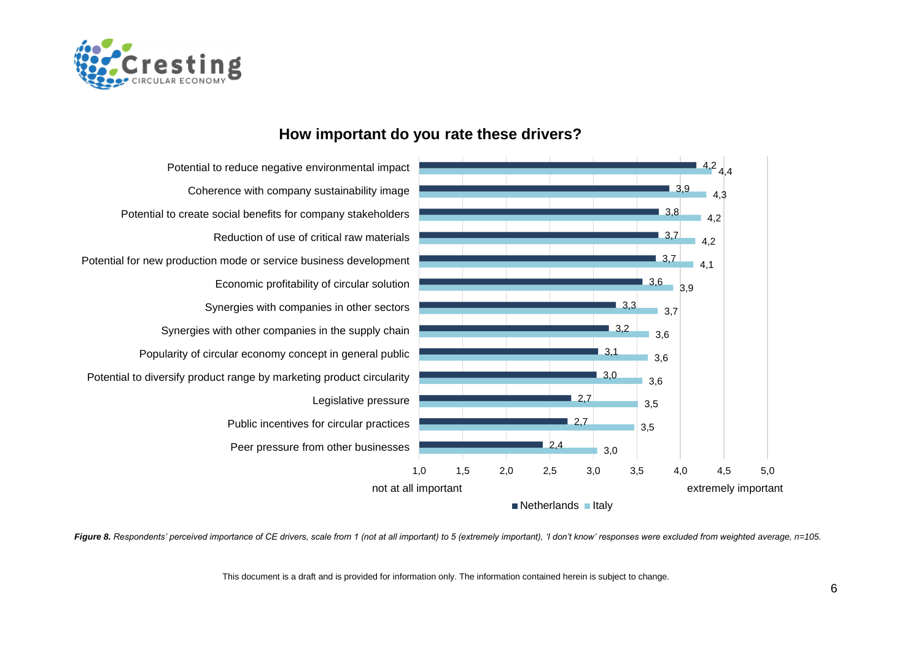## How important do you rate these drivers?

| Driver | Netherlands | Italy |
|---|---|---|
| Potential to reduce negative environmental impact | 4,2 | 4,4 |
| Coherence with company sustainability image | 3,9 | 4,3 |
| Potential to create social benefits for company stakeholders | 3,8 | 4,2 |
| Reduction of use of critical raw materials | 3,7 | 4,2 |
| Potential for new production mode or service business development | 3,7 | 4,1 |
| Economic profitability of circular solution | 3,6 | 3,9 |
| Synergies with companies in other sectors | 3,3 | 3,7 |
| Synergies with other companies in the supply chain | 3,2 | 3,6 |
| Popularity of circular economy concept in general public | 3,1 | 3,6 |
| Potential to diversify product range by marketing product circularity | 3,0 | 3,6 |
| Legislative pressure | 2,7 | 3,5 |
| Public incentives for circular practices | 2,7 | 3,5 |
| Peer pressure from other businesses | 2,4 | 3,0 |

Scale: 1,0 (not at all important) to 5,0 (extremely important)

***Figure 8.*** *Respondents' perceived importance of CE drivers, scale from 1 (not at all important) to 5 (extremely important), 'I don't know' responses were excluded from weighted average, n=105.*

This document is a draft and is provided for information only. The information contained herein is subject to change.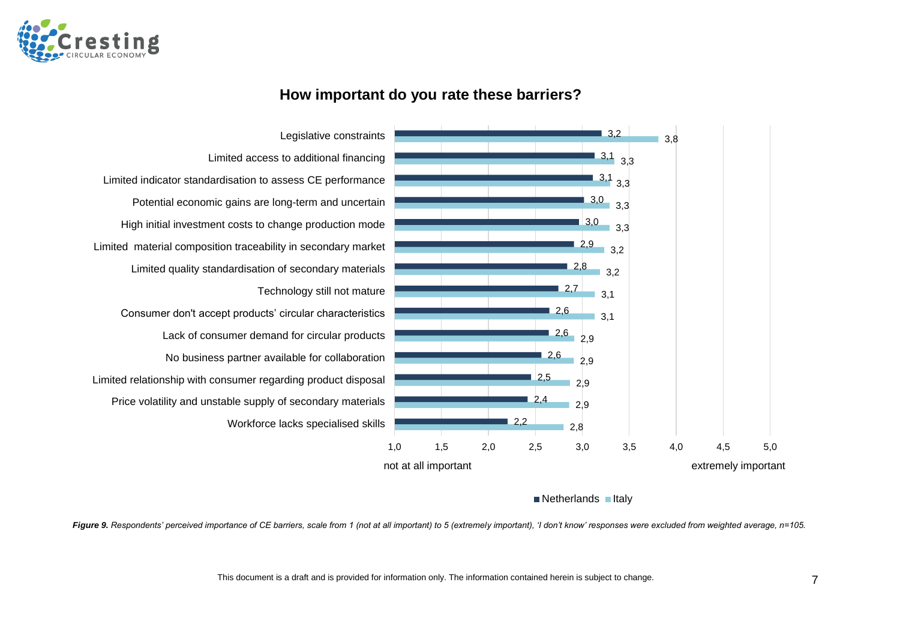## How important do you rate these barriers?

| Barrier | Netherlands | Italy |
|---|---|---|
| Legislative constraints | 3,2 | 3,8 |
| Limited access to additional financing | 3,1 | 3,3 |
| Limited indicator standardisation to assess CE performance | 3,1 | 3,3 |
| Potential economic gains are long-term and uncertain | 3,0 | 3,3 |
| High initial investment costs to change production mode | 3,0 | 3,3 |
| Limited material composition traceability in secondary market | 2,9 | 3,2 |
| Limited quality standardisation of secondary materials | 2,8 | 3,2 |
| Technology still not mature | 2,7 | 3,1 |
| Consumer don't accept products' circular characteristics | 2,6 | 3,1 |
| Lack of consumer demand for circular products | 2,6 | 2,9 |
| No business partner available for collaboration | 2,6 | 2,9 |
| Limited relationship with consumer regarding product disposal | 2,5 | 2,9 |
| Price volatility and unstable supply of secondary materials | 2,4 | 2,9 |
| Workforce lacks specialised skills | 2,2 | 2,8 |

Scale: 1,0 (not at all important) – 5,0 (extremely important)

***Figure 9.*** *Respondents' perceived importance of CE barriers, scale from 1 (not at all important) to 5 (extremely important), 'I don't know' responses were excluded from weighted average, n=105.*

This document is a draft and is provided for information only. The information contained herein is subject to change.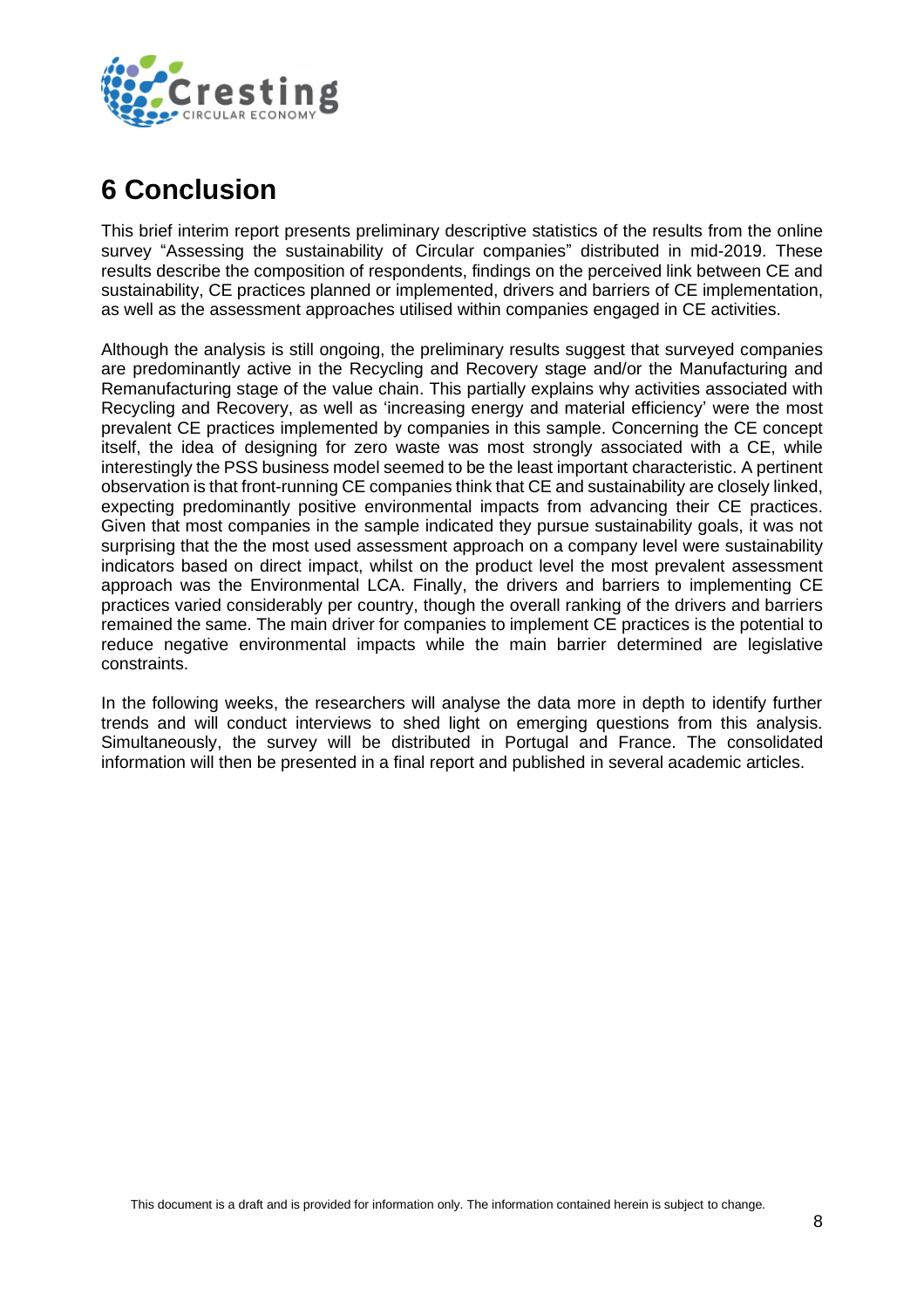# 6 Conclusion

This brief interim report presents preliminary descriptive statistics of the results from the online survey "Assessing the sustainability of Circular companies" distributed in mid-2019. These results describe the composition of respondents, findings on the perceived link between CE and sustainability, CE practices planned or implemented, drivers and barriers of CE implementation, as well as the assessment approaches utilised within companies engaged in CE activities.

Although the analysis is still ongoing, the preliminary results suggest that surveyed companies are predominantly active in the Recycling and Recovery stage and/or the Manufacturing and Remanufacturing stage of the value chain. This partially explains why activities associated with Recycling and Recovery, as well as 'increasing energy and material efficiency' were the most prevalent CE practices implemented by companies in this sample. Concerning the CE concept itself, the idea of designing for zero waste was most strongly associated with a CE, while interestingly the PSS business model seemed to be the least important characteristic. A pertinent observation is that front-running CE companies think that CE and sustainability are closely linked, expecting predominantly positive environmental impacts from advancing their CE practices. Given that most companies in the sample indicated they pursue sustainability goals, it was not surprising that the the most used assessment approach on a company level were sustainability indicators based on direct impact, whilst on the product level the most prevalent assessment approach was the Environmental LCA. Finally, the drivers and barriers to implementing CE practices varied considerably per country, though the overall ranking of the drivers and barriers remained the same. The main driver for companies to implement CE practices is the potential to reduce negative environmental impacts while the main barrier determined are legislative constraints.

In the following weeks, the researchers will analyse the data more in depth to identify further trends and will conduct interviews to shed light on emerging questions from this analysis. Simultaneously, the survey will be distributed in Portugal and France. The consolidated information will then be presented in a final report and published in several academic articles.